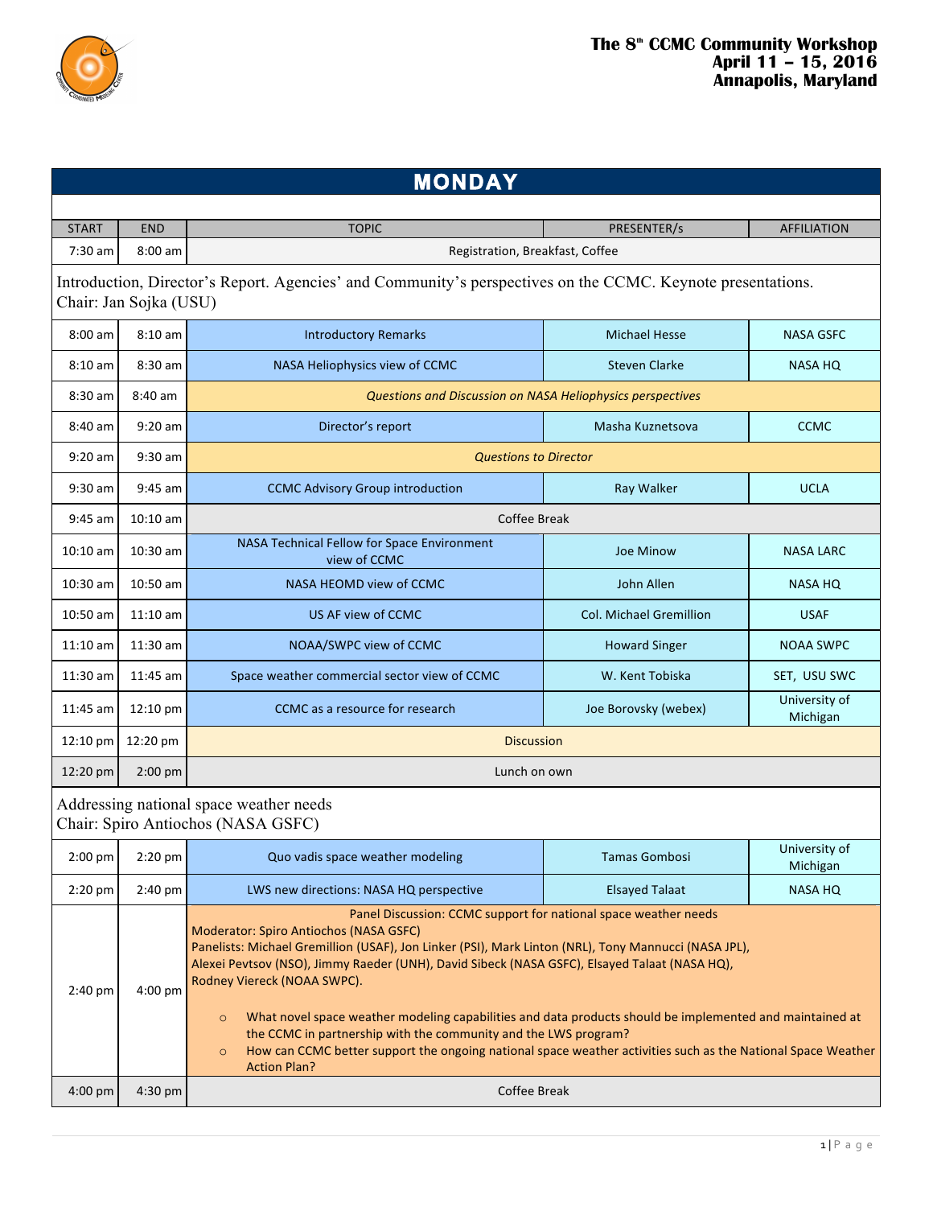# The 8th CCMC Community Workshop
# April 11 – 15, 2016
# Annapolis, Maryland

## MONDAY

| START | END | TOPIC | PRESENTER/s | AFFILIATION |
|---|---|---|---|---|
| 7:30 am | 8:00 am | Registration, Breakfast, Coffee | | |
| Introduction, Director's Report. Agencies' and Community's perspectives on the CCMC. Keynote presentations. Chair: Jan Sojka (USU) | | | | |
| 8:00 am | 8:10 am | Introductory Remarks | Michael Hesse | NASA GSFC |
| 8:10 am | 8:30 am | NASA Heliophysics view of CCMC | Steven Clarke | NASA HQ |
| 8:30 am | 8:40 am | *Questions and Discussion on NASA Heliophysics perspectives* | | |
| 8:40 am | 9:20 am | Director's report | Masha Kuznetsova | CCMC |
| 9:20 am | 9:30 am | *Questions to Director* | | |
| 9:30 am | 9:45 am | CCMC Advisory Group introduction | Ray Walker | UCLA |
| 9:45 am | 10:10 am | Coffee Break | | |
| 10:10 am | 10:30 am | NASA Technical Fellow for Space Environment view of CCMC | Joe Minow | NASA LARC |
| 10:30 am | 10:50 am | NASA HEOMD view of CCMC | John Allen | NASA HQ |
| 10:50 am | 11:10 am | US AF view of CCMC | Col. Michael Gremillion | USAF |
| 11:10 am | 11:30 am | NOAA/SWPC view of CCMC | Howard Singer | NOAA SWPC |
| 11:30 am | 11:45 am | Space weather commercial sector view of CCMC | W. Kent Tobiska | SET, USU SWC |
| 11:45 am | 12:10 pm | CCMC as a resource for research | Joe Borovsky (webex) | University of Michigan |
| 12:10 pm | 12:20 pm | Discussion | | |
| 12:20 pm | 2:00 pm | Lunch on own | | |
| Addressing national space weather needs Chair: Spiro Antiochos (NASA GSFC) | | | | |
| 2:00 pm | 2:20 pm | Quo vadis space weather modeling | Tamas Gombosi | University of Michigan |
| 2:20 pm | 2:40 pm | LWS new directions: NASA HQ perspective | Elsayed Talaat | NASA HQ |
| 2:40 pm | 4:00 pm | Panel Discussion: CCMC support for national space weather needs<br>Moderator: Spiro Antiochos (NASA GSFC)<br>Panelists: Michael Gremillion (USAF), Jon Linker (PSI), Mark Linton (NRL), Tony Mannucci (NASA JPL), Alexei Pevtsov (NSO), Jimmy Raeder (UNH), David Sibeck (NASA GSFC), Elsayed Talaat (NASA HQ), Rodney Viereck (NOAA SWPC).<br>○ What novel space weather modeling capabilities and data products should be implemented and maintained at the CCMC in partnership with the community and the LWS program?<br>○ How can CCMC better support the ongoing national space weather activities such as the National Space Weather Action Plan? | | |
| 4:00 pm | 4:30 pm | Coffee Break | | |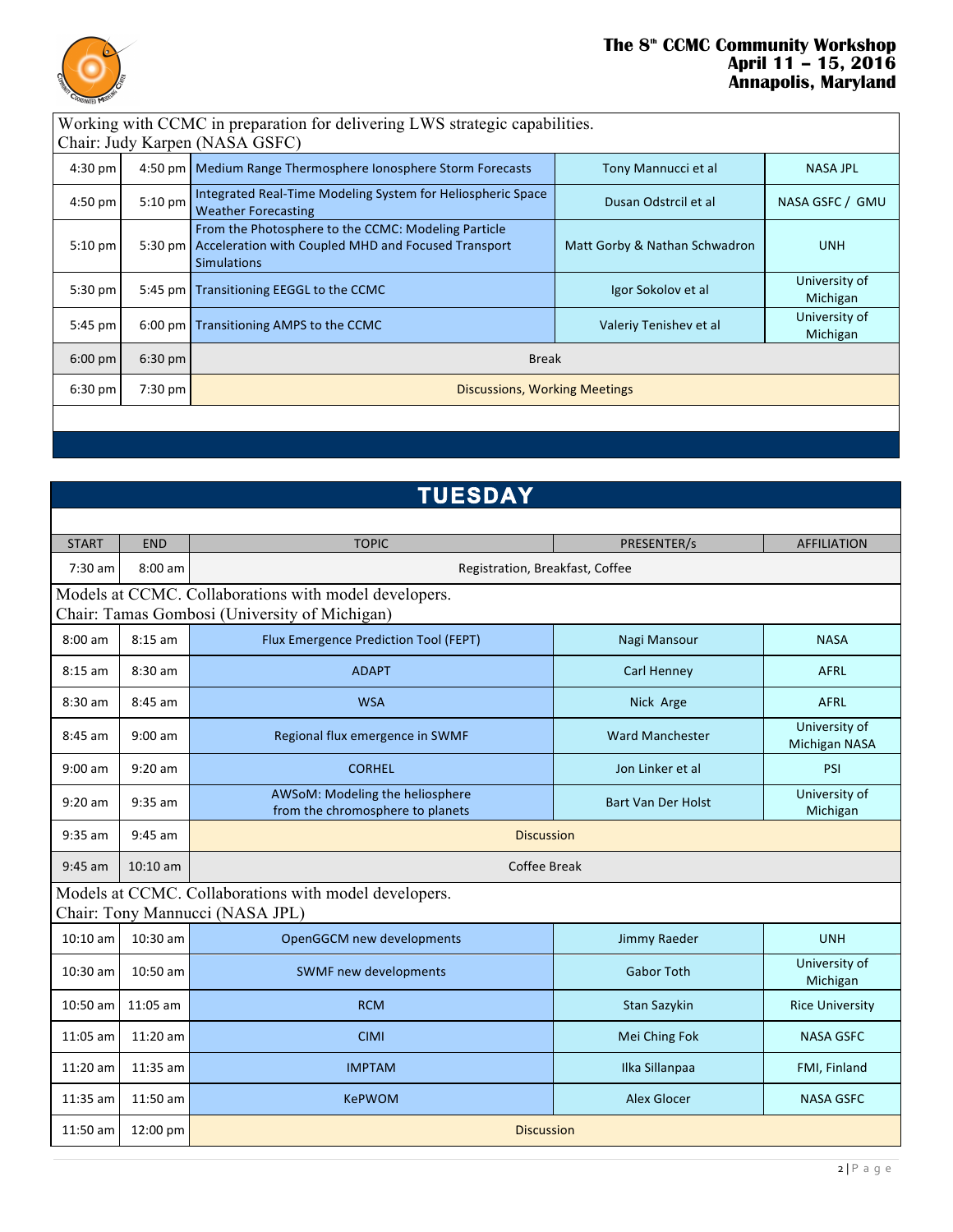Working with CCMC in preparation for delivering LWS strategic capabilities.
Chair: Judy Karpen (NASA GSFC)

| | | | | |
|---|---|---|---|---|
| 4:30 pm | 4:50 pm | Medium Range Thermosphere Ionosphere Storm Forecasts | Tony Mannucci et al | NASA JPL |
| 4:50 pm | 5:10 pm | Integrated Real-Time Modeling System for Heliospheric Space Weather Forecasting | Dusan Odstrcil et al | NASA GSFC / GMU |
| 5:10 pm | 5:30 pm | From the Photosphere to the CCMC: Modeling Particle Acceleration with Coupled MHD and Focused Transport Simulations | Matt Gorby & Nathan Schwadron | UNH |
| 5:30 pm | 5:45 pm | Transitioning EEGGL to the CCMC | Igor Sokolov et al | University of Michigan |
| 5:45 pm | 6:00 pm | Transitioning AMPS to the CCMC | Valeriy Tenishev et al | University of Michigan |
| 6:00 pm | 6:30 pm | Break | | |
| 6:30 pm | 7:30 pm | Discussions, Working Meetings | | |

## TUESDAY

| START | END | TOPIC | PRESENTER/s | AFFILIATION |
|---|---|---|---|---|
| 7:30 am | 8:00 am | Registration, Breakfast, Coffee | | |
| Models at CCMC. Collaborations with model developers. Chair: Tamas Gombosi (University of Michigan) | | | | |
| 8:00 am | 8:15 am | Flux Emergence Prediction Tool (FEPT) | Nagi Mansour | NASA |
| 8:15 am | 8:30 am | ADAPT | Carl Henney | AFRL |
| 8:30 am | 8:45 am | WSA | Nick Arge | AFRL |
| 8:45 am | 9:00 am | Regional flux emergence in SWMF | Ward Manchester | University of Michigan NASA |
| 9:00 am | 9:20 am | CORHEL | Jon Linker et al | PSI |
| 9:20 am | 9:35 am | AWSoM: Modeling the heliosphere from the chromosphere to planets | Bart Van Der Holst | University of Michigan |
| 9:35 am | 9:45 am | Discussion | | |
| 9:45 am | 10:10 am | Coffee Break | | |
| Models at CCMC. Collaborations with model developers. Chair: Tony Mannucci (NASA JPL) | | | | |
| 10:10 am | 10:30 am | OpenGGCM new developments | Jimmy Raeder | UNH |
| 10:30 am | 10:50 am | SWMF new developments | Gabor Toth | University of Michigan |
| 10:50 am | 11:05 am | RCM | Stan Sazykin | Rice University |
| 11:05 am | 11:20 am | CIMI | Mei Ching Fok | NASA GSFC |
| 11:20 am | 11:35 am | IMPTAM | Ilka Sillanpaa | FMI, Finland |
| 11:35 am | 11:50 am | KePWOM | Alex Glocer | NASA GSFC |
| 11:50 am | 12:00 pm | Discussion | | |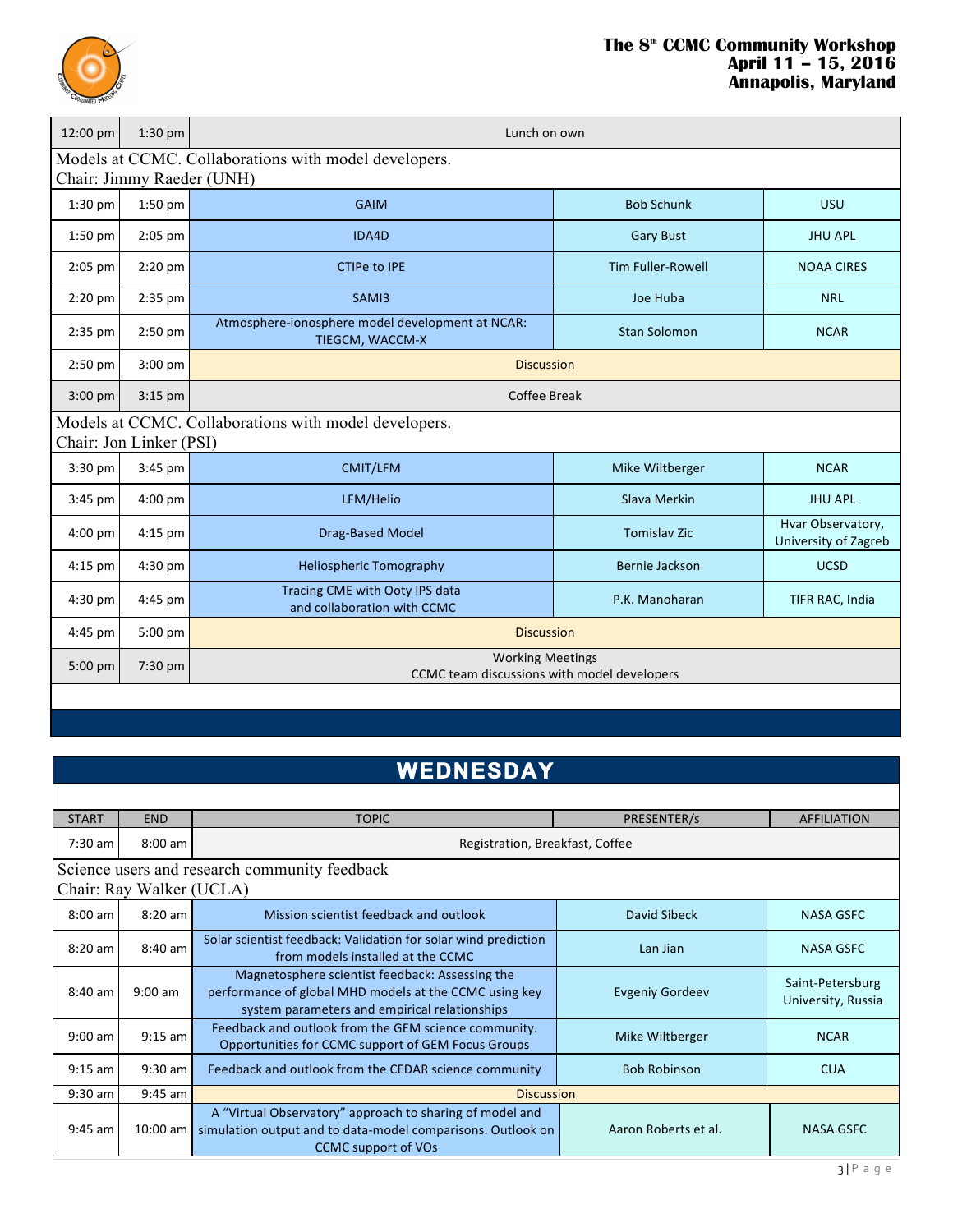| | | | | |
|---|---|---|---|---|
| 12:00 pm | 1:30 pm | Lunch on own | | |
| Models at CCMC. Collaborations with model developers. Chair: Jimmy Raeder (UNH) | | | | |
| 1:30 pm | 1:50 pm | GAIM | Bob Schunk | USU |
| 1:50 pm | 2:05 pm | IDA4D | Gary Bust | JHU APL |
| 2:05 pm | 2:20 pm | CTIPe to IPE | Tim Fuller-Rowell | NOAA CIRES |
| 2:20 pm | 2:35 pm | SAMI3 | Joe Huba | NRL |
| 2:35 pm | 2:50 pm | Atmosphere-ionosphere model development at NCAR: TIEGCM, WACCM-X | Stan Solomon | NCAR |
| 2:50 pm | 3:00 pm | Discussion | | |
| 3:00 pm | 3:15 pm | Coffee Break | | |
| Models at CCMC. Collaborations with model developers. Chair: Jon Linker (PSI) | | | | |
| 3:30 pm | 3:45 pm | CMIT/LFM | Mike Wiltberger | NCAR |
| 3:45 pm | 4:00 pm | LFM/Helio | Slava Merkin | JHU APL |
| 4:00 pm | 4:15 pm | Drag-Based Model | Tomislav Zic | Hvar Observatory, University of Zagreb |
| 4:15 pm | 4:30 pm | Heliospheric Tomography | Bernie Jackson | UCSD |
| 4:30 pm | 4:45 pm | Tracing CME with Ooty IPS data and collaboration with CCMC | P.K. Manoharan | TIFR RAC, India |
| 4:45 pm | 5:00 pm | Discussion | | |
| 5:00 pm | 7:30 pm | Working Meetings<br>CCMC team discussions with model developers | | |

## WEDNESDAY

| START | END | TOPIC | PRESENTER/s | AFFILIATION |
|---|---|---|---|---|
| 7:30 am | 8:00 am | Registration, Breakfast, Coffee | | |
| Science users and research community feedback Chair: Ray Walker (UCLA) | | | | |
| 8:00 am | 8:20 am | Mission scientist feedback and outlook | David Sibeck | NASA GSFC |
| 8:20 am | 8:40 am | Solar scientist feedback: Validation for solar wind prediction from models installed at the CCMC | Lan Jian | NASA GSFC |
| 8:40 am | 9:00 am | Magnetosphere scientist feedback: Assessing the performance of global MHD models at the CCMC using key system parameters and empirical relationships | Evgeniy Gordeev | Saint-Petersburg University, Russia |
| 9:00 am | 9:15 am | Feedback and outlook from the GEM science community. Opportunities for CCMC support of GEM Focus Groups | Mike Wiltberger | NCAR |
| 9:15 am | 9:30 am | Feedback and outlook from the CEDAR science community | Bob Robinson | CUA |
| 9:30 am | 9:45 am | Discussion | | |
| 9:45 am | 10:00 am | A "Virtual Observatory" approach to sharing of model and simulation output and to data-model comparisons. Outlook on CCMC support of VOs | Aaron Roberts et al. | NASA GSFC |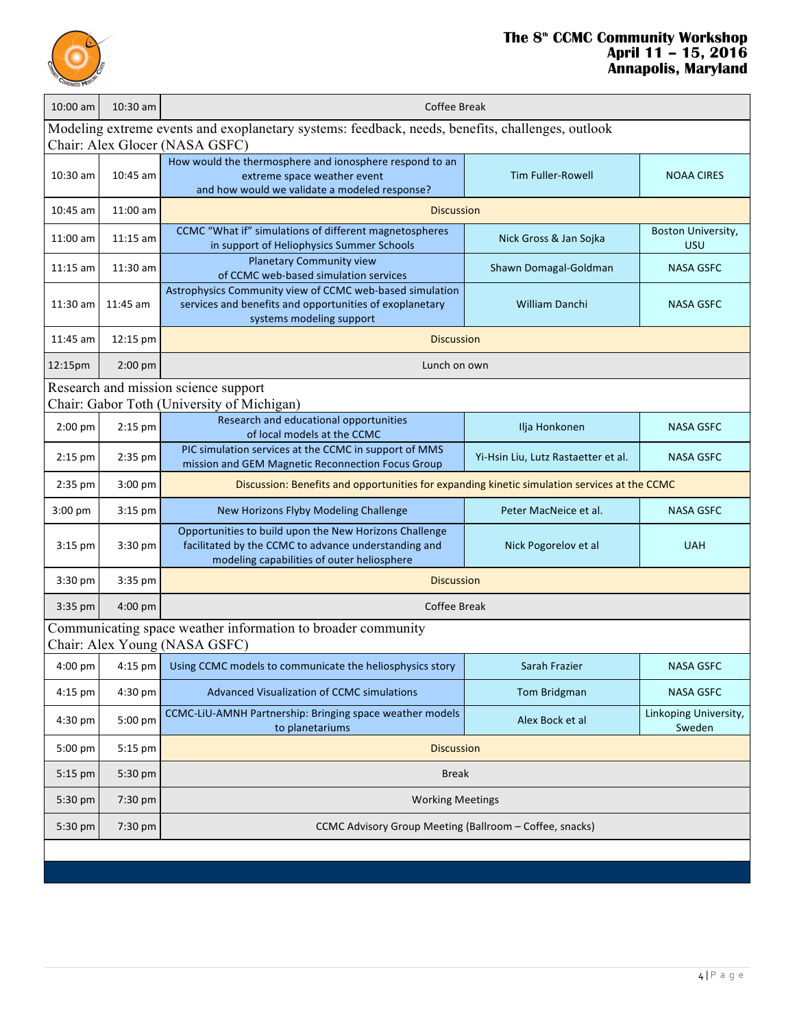| | | | | |
|---|---|---|---|---|
| 10:00 am | 10:30 am | Coffee Break | | |
| Modeling extreme events and exoplanetary systems: feedback, needs, benefits, challenges, outlook<br>Chair: Alex Glocer (NASA GSFC) | | | | |
| 10:30 am | 10:45 am | How would the thermosphere and ionosphere respond to an extreme space weather event and how would we validate a modeled response? | Tim Fuller-Rowell | NOAA CIRES |
| 10:45 am | 11:00 am | Discussion | | |
| 11:00 am | 11:15 am | CCMC "What if" simulations of different magnetospheres in support of Heliophysics Summer Schools | Nick Gross & Jan Sojka | Boston University, USU |
| 11:15 am | 11:30 am | Planetary Community view of CCMC web-based simulation services | Shawn Domagal-Goldman | NASA GSFC |
| 11:30 am | 11:45 am | Astrophysics Community view of CCMC web-based simulation services and benefits and opportunities of exoplanetary systems modeling support | William Danchi | NASA GSFC |
| 11:45 am | 12:15 pm | Discussion | | |
| 12:15pm | 2:00 pm | Lunch on own | | |
| Research and mission science support<br>Chair: Gabor Toth (University of Michigan) | | | | |
| 2:00 pm | 2:15 pm | Research and educational opportunities of local models at the CCMC | Ilja Honkonen | NASA GSFC |
| 2:15 pm | 2:35 pm | PIC simulation services at the CCMC in support of MMS mission and GEM Magnetic Reconnection Focus Group | Yi-Hsin Liu, Lutz Rastaetter et al. | NASA GSFC |
| 2:35 pm | 3:00 pm | Discussion: Benefits and opportunities for expanding kinetic simulation services at the CCMC | | |
| 3:00 pm | 3:15 pm | New Horizons Flyby Modeling Challenge | Peter MacNeice et al. | NASA GSFC |
| 3:15 pm | 3:30 pm | Opportunities to build upon the New Horizons Challenge facilitated by the CCMC to advance understanding and modeling capabilities of outer heliosphere | Nick Pogorelov et al | UAH |
| 3:30 pm | 3:35 pm | Discussion | | |
| 3:35 pm | 4:00 pm | Coffee Break | | |
| Communicating space weather information to broader community<br>Chair: Alex Young (NASA GSFC) | | | | |
| 4:00 pm | 4:15 pm | Using CCMC models to communicate the heliosphysics story | Sarah Frazier | NASA GSFC |
| 4:15 pm | 4:30 pm | Advanced Visualization of CCMC simulations | Tom Bridgman | NASA GSFC |
| 4:30 pm | 5:00 pm | CCMC-LiU-AMNH Partnership: Bringing space weather models to planetariums | Alex Bock et al | Linkoping University, Sweden |
| 5:00 pm | 5:15 pm | Discussion | | |
| 5:15 pm | 5:30 pm | Break | | |
| 5:30 pm | 7:30 pm | Working Meetings | | |
| 5:30 pm | 7:30 pm | CCMC Advisory Group Meeting (Ballroom – Coffee, snacks) | | |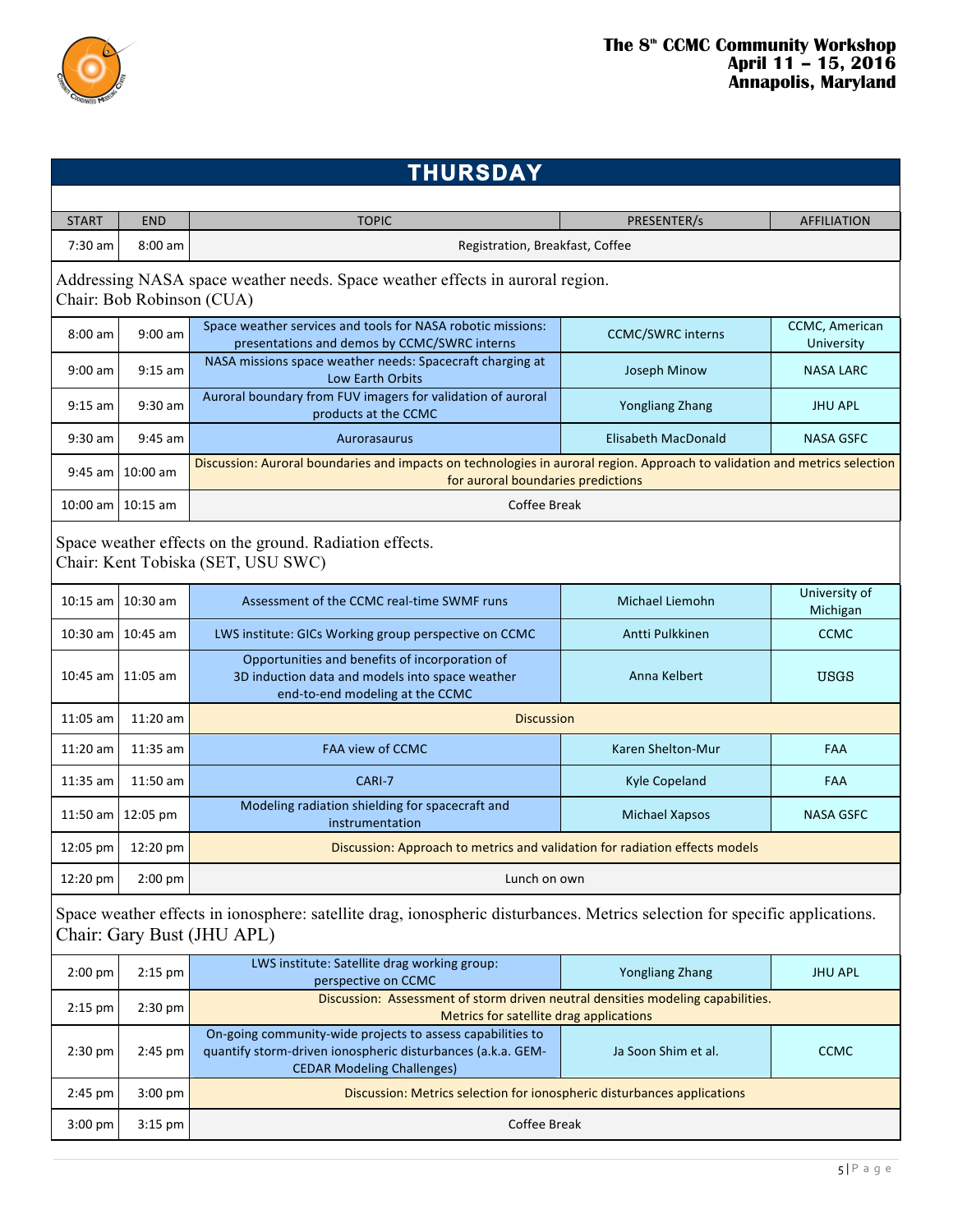# THURSDAY

| START | END | TOPIC | PRESENTER/s | AFFILIATION |
|---|---|---|---|---|
| 7:30 am | 8:00 am | Registration, Breakfast, Coffee | | |
| **Addressing NASA space weather needs. Space weather effects in auroral region. Chair: Bob Robinson (CUA)** | | | | |
| 8:00 am | 9:00 am | Space weather services and tools for NASA robotic missions: presentations and demos by CCMC/SWRC interns | CCMC/SWRC interns | CCMC, American University |
| 9:00 am | 9:15 am | NASA missions space weather needs: Spacecraft charging at Low Earth Orbits | Joseph Minow | NASA LARC |
| 9:15 am | 9:30 am | Auroral boundary from FUV imagers for validation of auroral products at the CCMC | Yongliang Zhang | JHU APL |
| 9:30 am | 9:45 am | Aurorasaurus | Elisabeth MacDonald | NASA GSFC |
| 9:45 am | 10:00 am | Discussion: Auroral boundaries and impacts on technologies in auroral region. Approach to validation and metrics selection for auroral boundaries predictions | | |
| 10:00 am | 10:15 am | Coffee Break | | |
| **Space weather effects on the ground. Radiation effects. Chair: Kent Tobiska (SET, USU SWC)** | | | | |
| 10:15 am | 10:30 am | Assessment of the CCMC real-time SWMF runs | Michael Liemohn | University of Michigan |
| 10:30 am | 10:45 am | LWS institute: GICs Working group perspective on CCMC | Antti Pulkkinen | CCMC |
| 10:45 am | 11:05 am | Opportunities and benefits of incorporation of 3D induction data and models into space weather end-to-end modeling at the CCMC | Anna Kelbert | USGS |
| 11:05 am | 11:20 am | Discussion | | |
| 11:20 am | 11:35 am | FAA view of CCMC | Karen Shelton-Mur | FAA |
| 11:35 am | 11:50 am | CARI-7 | Kyle Copeland | FAA |
| 11:50 am | 12:05 pm | Modeling radiation shielding for spacecraft and instrumentation | Michael Xapsos | NASA GSFC |
| 12:05 pm | 12:20 pm | Discussion: Approach to metrics and validation for radiation effects models | | |
| 12:20 pm | 2:00 pm | Lunch on own | | |
| **Space weather effects in ionosphere: satellite drag, ionospheric disturbances. Metrics selection for specific applications. Chair: Gary Bust (JHU APL)** | | | | |
| 2:00 pm | 2:15 pm | LWS institute: Satellite drag working group: perspective on CCMC | Yongliang Zhang | JHU APL |
| 2:15 pm | 2:30 pm | Discussion: Assessment of storm driven neutral densities modeling capabilities. Metrics for satellite drag applications | | |
| 2:30 pm | 2:45 pm | On-going community-wide projects to assess capabilities to quantify storm-driven ionospheric disturbances (a.k.a. GEM-CEDAR Modeling Challenges) | Ja Soon Shim et al. | CCMC |
| 2:45 pm | 3:00 pm | Discussion: Metrics selection for ionospheric disturbances applications | | |
| 3:00 pm | 3:15 pm | Coffee Break | | |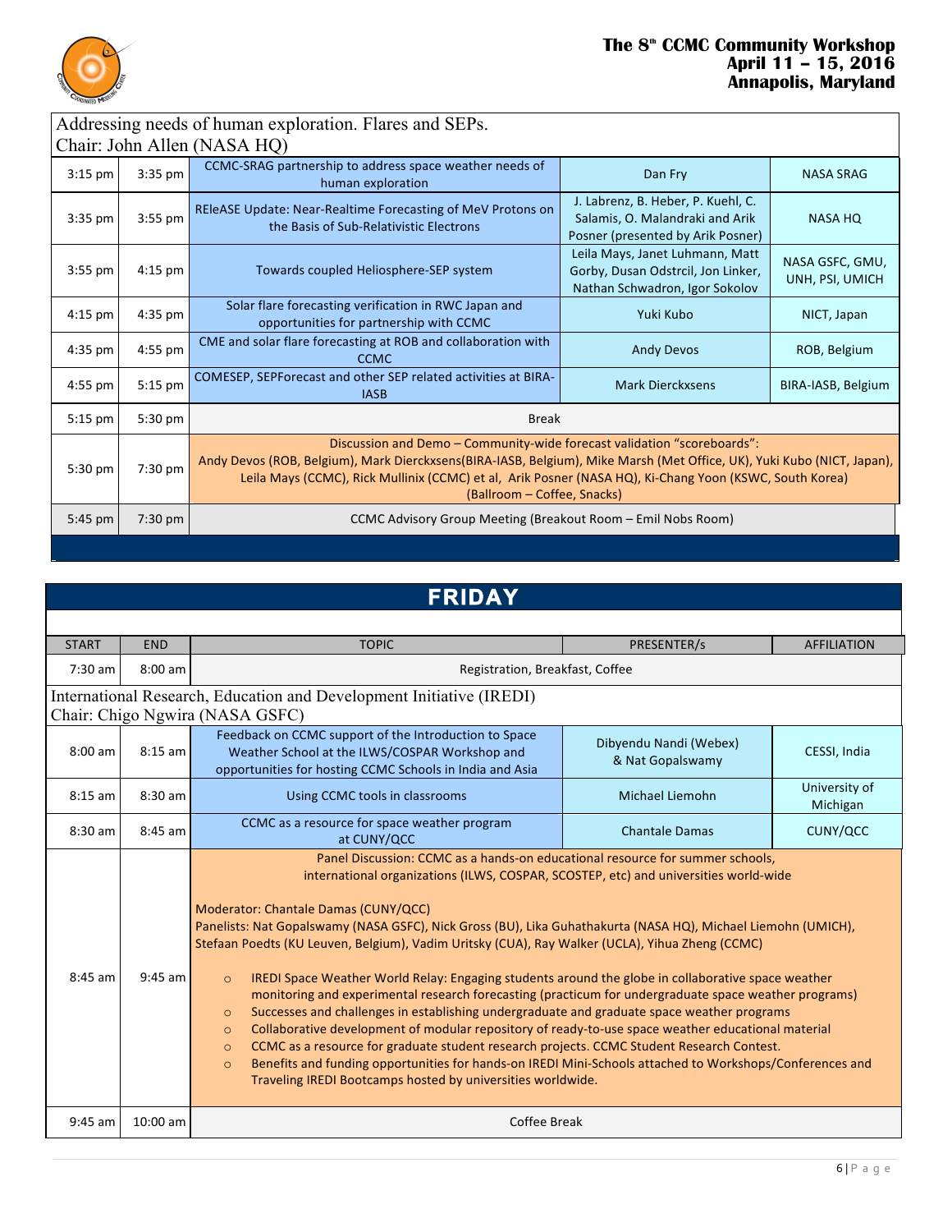| | | | | |
|---|---|---|---|---|
| Addressing needs of human exploration. Flares and SEPs. Chair: John Allen (NASA HQ) | | | | |
| 3:15 pm | 3:35 pm | CCMC-SRAG partnership to address space weather needs of human exploration | Dan Fry | NASA SRAG |
| 3:35 pm | 3:55 pm | REleASE Update: Near-Realtime Forecasting of MeV Protons on the Basis of Sub-Relativistic Electrons | J. Labrenz, B. Heber, P. Kuehl, C. Salamis, O. Malandraki and Arik Posner (presented by Arik Posner) | NASA HQ |
| 3:55 pm | 4:15 pm | Towards coupled Heliosphere-SEP system | Leila Mays, Janet Luhmann, Matt Gorby, Dusan Odstrcil, Jon Linker, Nathan Schwadron, Igor Sokolov | NASA GSFC, GMU, UNH, PSI, UMICH |
| 4:15 pm | 4:35 pm | Solar flare forecasting verification in RWC Japan and opportunities for partnership with CCMC | Yuki Kubo | NICT, Japan |
| 4:35 pm | 4:55 pm | CME and solar flare forecasting at ROB and collaboration with CCMC | Andy Devos | ROB, Belgium |
| 4:55 pm | 5:15 pm | COMESEP, SEPForecast and other SEP related activities at BIRA-IASB | Mark Dierckxsens | BIRA-IASB, Belgium |
| 5:15 pm | 5:30 pm | Break | | |
| 5:30 pm | 7:30 pm | Discussion and Demo – Community-wide forecast validation "scoreboards": Andy Devos (ROB, Belgium), Mark Dierckxsens(BIRA-IASB, Belgium), Mike Marsh (Met Office, UK), Yuki Kubo (NICT, Japan), Leila Mays (CCMC), Rick Mullinix (CCMC) et al, Arik Posner (NASA HQ), Ki-Chang Yoon (KSWC, South Korea) (Ballroom – Coffee, Snacks) | | |
| 5:45 pm | 7:30 pm | CCMC Advisory Group Meeting (Breakout Room – Emil Nobs Room) | | |

## FRIDAY

| START | END | TOPIC | PRESENTER/s | AFFILIATION |
|---|---|---|---|---|
| 7:30 am | 8:00 am | Registration, Breakfast, Coffee | | |
| International Research, Education and Development Initiative (IREDI) Chair: Chigo Ngwira (NASA GSFC) | | | | |
| 8:00 am | 8:15 am | Feedback on CCMC support of the Introduction to Space Weather School at the ILWS/COSPAR Workshop and opportunities for hosting CCMC Schools in India and Asia | Dibyendu Nandi (Webex) & Nat Gopalswamy | CESSI, India |
| 8:15 am | 8:30 am | Using CCMC tools in classrooms | Michael Liemohn | University of Michigan |
| 8:30 am | 8:45 am | CCMC as a resource for space weather program at CUNY/QCC | Chantale Damas | CUNY/QCC |
| 8:45 am | 9:45 am | Panel Discussion: CCMC as a hands-on educational resource for summer schools, international organizations (ILWS, COSPAR, SCOSTEP, etc) and universities world-wide<br><br>Moderator: Chantale Damas (CUNY/QCC)<br>Panelists: Nat Gopalswamy (NASA GSFC), Nick Gross (BU), Lika Guhathakurta (NASA HQ), Michael Liemohn (UMICH), Stefaan Poedts (KU Leuven, Belgium), Vadim Uritsky (CUA), Ray Walker (UCLA), Yihua Zheng (CCMC)<br><br>○ IREDI Space Weather World Relay: Engaging students around the globe in collaborative space weather monitoring and experimental research forecasting (practicum for undergraduate space weather programs)<br>○ Successes and challenges in establishing undergraduate and graduate space weather programs<br>○ Collaborative development of modular repository of ready-to-use space weather educational material<br>○ CCMC as a resource for graduate student research projects. CCMC Student Research Contest.<br>○ Benefits and funding opportunities for hands-on IREDI Mini-Schools attached to Workshops/Conferences and Traveling IREDI Bootcamps hosted by universities worldwide. | | |
| 9:45 am | 10:00 am | Coffee Break | | |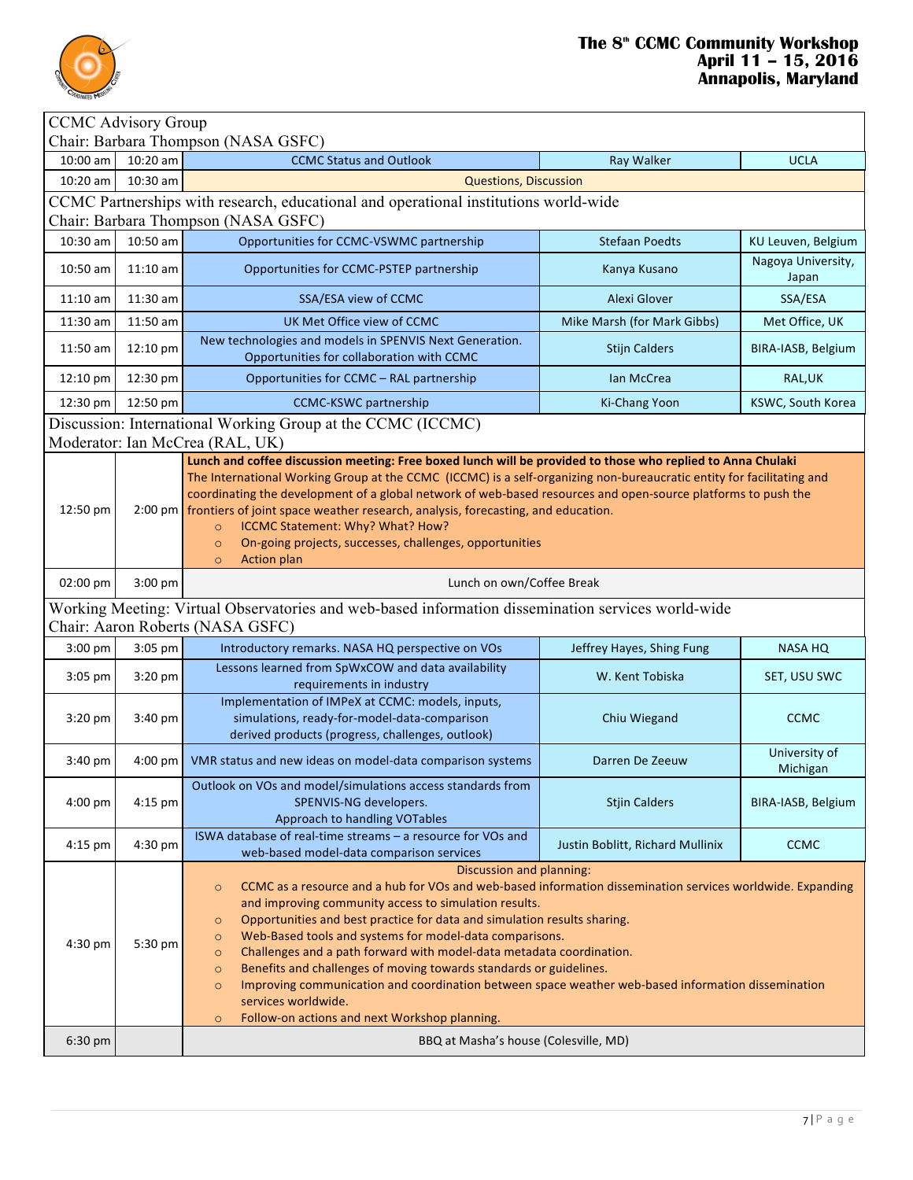| | | | | |
|---|---|---|---|---|
| **CCMC Advisory Group**<br>Chair: Barbara Thompson (NASA GSFC) | | | | |
| 10:00 am | 10:20 am | CCMC Status and Outlook | Ray Walker | UCLA |
| 10:20 am | 10:30 am | Questions, Discussion | | |
| **CCMC Partnerships with research, educational and operational institutions world-wide**<br>Chair: Barbara Thompson (NASA GSFC) | | | | |
| 10:30 am | 10:50 am | Opportunities for CCMC-VSWMC partnership | Stefaan Poedts | KU Leuven, Belgium |
| 10:50 am | 11:10 am | Opportunities for CCMC-PSTEP partnership | Kanya Kusano | Nagoya University, Japan |
| 11:10 am | 11:30 am | SSA/ESA view of CCMC | Alexi Glover | SSA/ESA |
| 11:30 am | 11:50 am | UK Met Office view of CCMC | Mike Marsh (for Mark Gibbs) | Met Office, UK |
| 11:50 am | 12:10 pm | New technologies and models in SPENVIS Next Generation. Opportunities for collaboration with CCMC | Stijn Calders | BIRA-IASB, Belgium |
| 12:10 pm | 12:30 pm | Opportunities for CCMC – RAL partnership | Ian McCrea | RAL,UK |
| 12:30 pm | 12:50 pm | CCMC-KSWC partnership | Ki-Chang Yoon | KSWC, South Korea |
| **Discussion: International Working Group at the CCMC (ICCMC)**<br>Moderator: Ian McCrea (RAL, UK) | | | | |
| 12:50 pm | 2:00 pm | **Lunch and coffee discussion meeting: Free boxed lunch will be provided to those who replied to Anna Chulaki**<br>The International Working Group at the CCMC (ICCMC) is a self-organizing non-bureaucratic entity for facilitating and coordinating the development of a global network of web-based resources and open-source platforms to push the frontiers of joint space weather research, analysis, forecasting, and education.<br>○ ICCMC Statement: Why? What? How?<br>○ On-going projects, successes, challenges, opportunities<br>○ Action plan | | |
| 02:00 pm | 3:00 pm | Lunch on own/Coffee Break | | |
| **Working Meeting: Virtual Observatories and web-based information dissemination services world-wide**<br>Chair: Aaron Roberts (NASA GSFC) | | | | |
| 3:00 pm | 3:05 pm | Introductory remarks. NASA HQ perspective on VOs | Jeffrey Hayes, Shing Fung | NASA HQ |
| 3:05 pm | 3:20 pm | Lessons learned from SpWxCOW and data availability requirements in industry | W. Kent Tobiska | SET, USU SWC |
| 3:20 pm | 3:40 pm | Implementation of IMPeX at CCMC: models, inputs, simulations, ready-for-model-data-comparison derived products (progress, challenges, outlook) | Chiu Wiegand | CCMC |
| 3:40 pm | 4:00 pm | VMR status and new ideas on model-data comparison systems | Darren De Zeeuw | University of Michigan |
| 4:00 pm | 4:15 pm | Outlook on VOs and model/simulations access standards from SPENVIS-NG developers. Approach to handling VOTables | Stjin Calders | BIRA-IASB, Belgium |
| 4:15 pm | 4:30 pm | ISWA database of real-time streams – a resource for VOs and web-based model-data comparison services | Justin Boblitt, Richard Mullinix | CCMC |
| 4:30 pm | 5:30 pm | Discussion and planning:<br>○ CCMC as a resource and a hub for VOs and web-based information dissemination services worldwide. Expanding and improving community access to simulation results.<br>○ Opportunities and best practice for data and simulation results sharing.<br>○ Web-Based tools and systems for model-data comparisons.<br>○ Challenges and a path forward with model-data metadata coordination.<br>○ Benefits and challenges of moving towards standards or guidelines.<br>○ Improving communication and coordination between space weather web-based information dissemination services worldwide.<br>○ Follow-on actions and next Workshop planning. | | |
| 6:30 pm | | BBQ at Masha's house (Colesville, MD) | | |